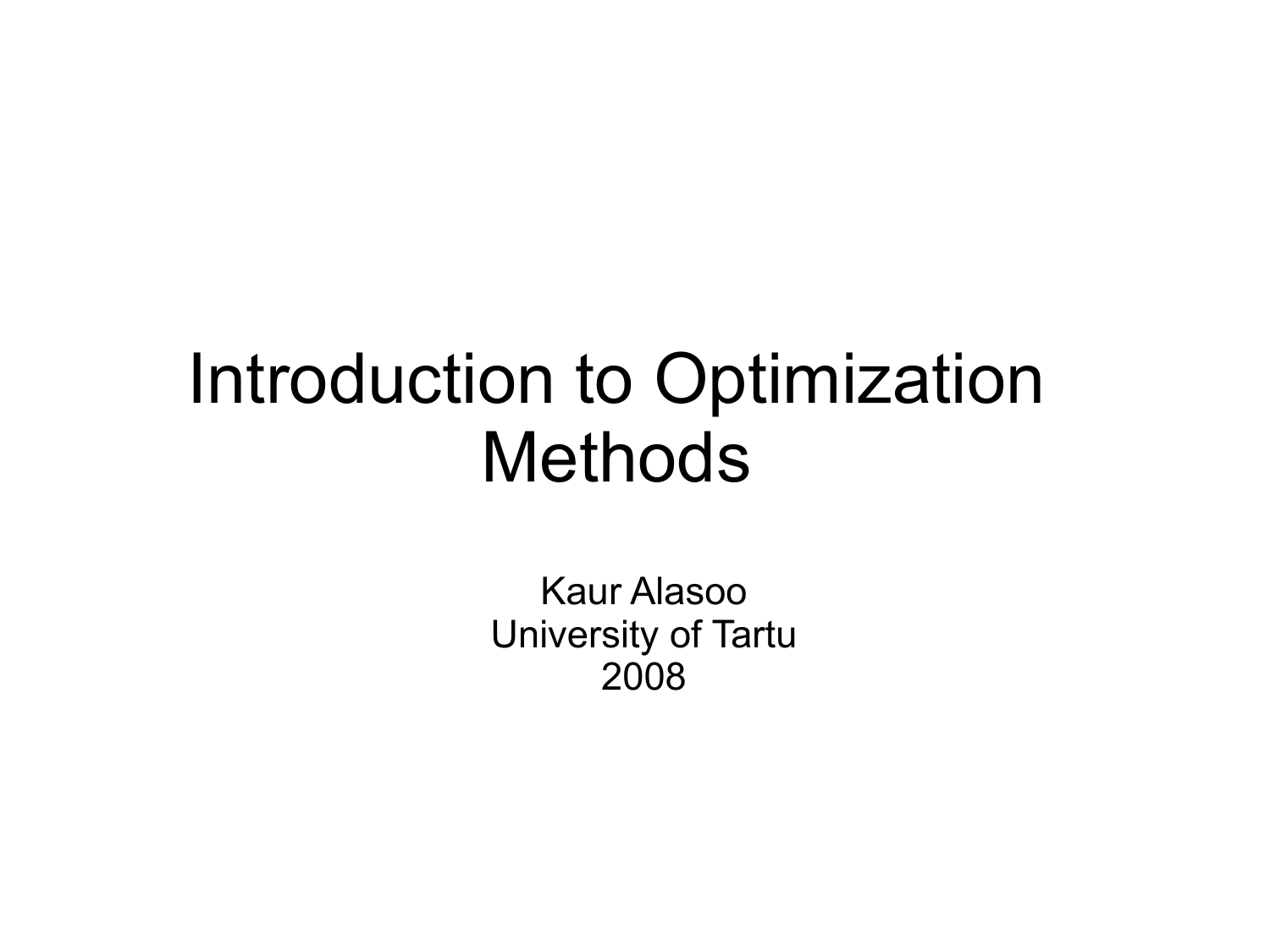# Introduction to Optimization Methods

Kaur Alasoo
University of Tartu
2008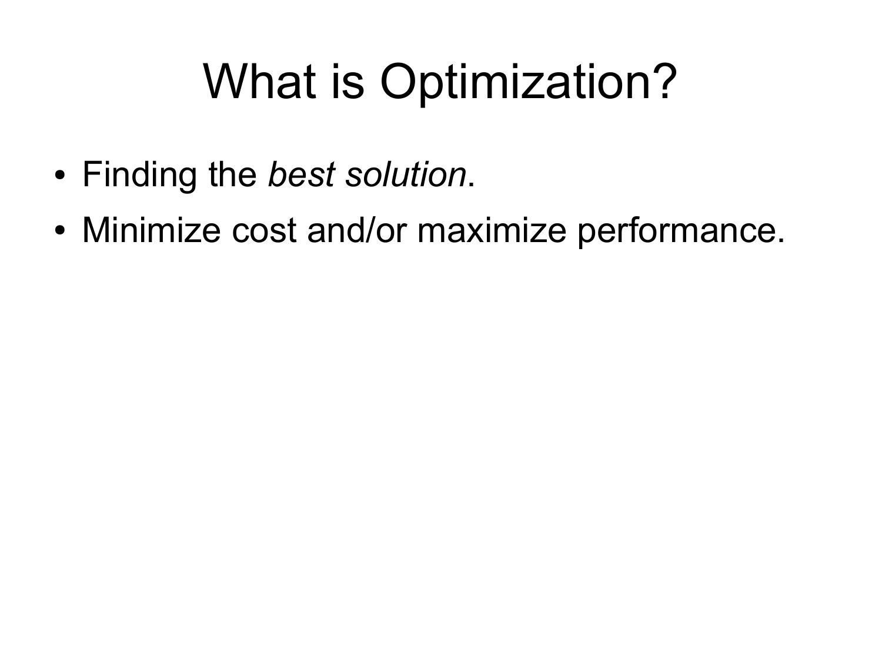# What is Optimization?

- Finding the *best solution*.
- Minimize cost and/or maximize performance.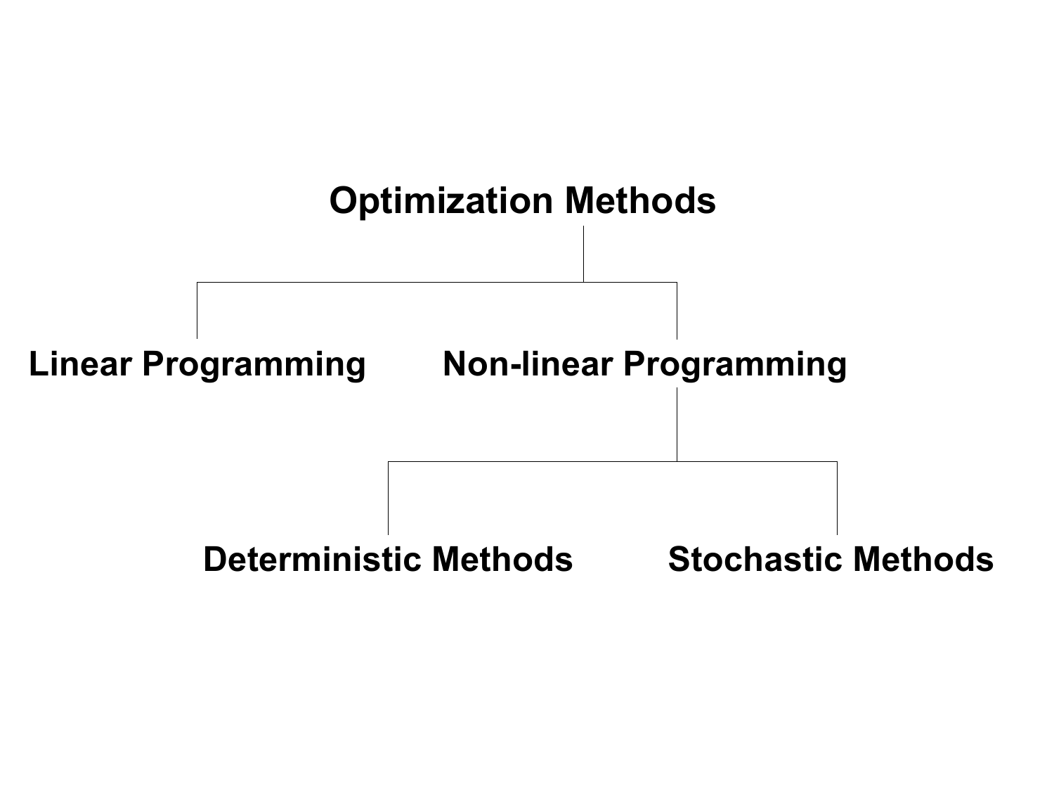**Optimization Methods**

- **Linear Programming**
- **Non-linear Programming**
  - **Deterministic Methods**
  - **Stochastic Methods**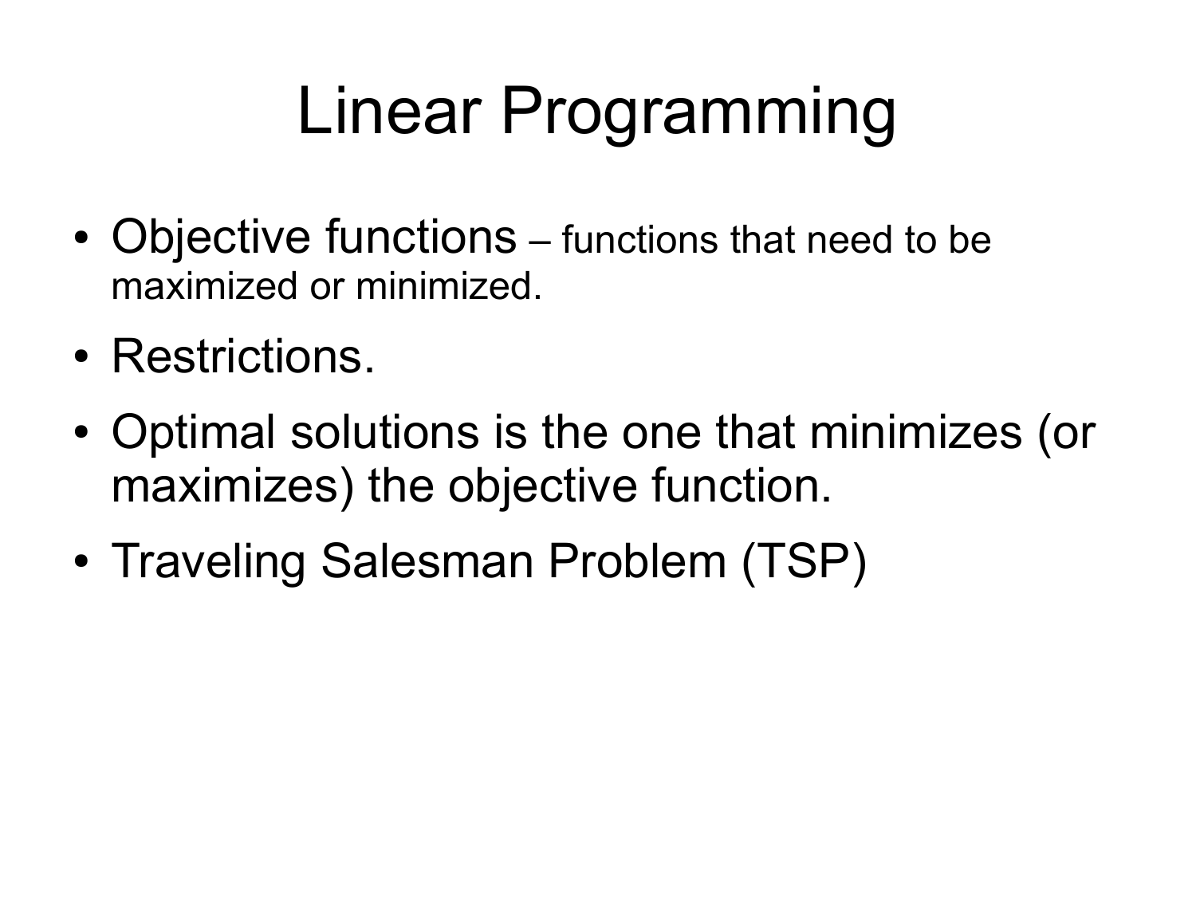# Linear Programming

- Objective functions – functions that need to be maximized or minimized.
- Restrictions.
- Optimal solutions is the one that minimizes (or maximizes) the objective function.
- Traveling Salesman Problem (TSP)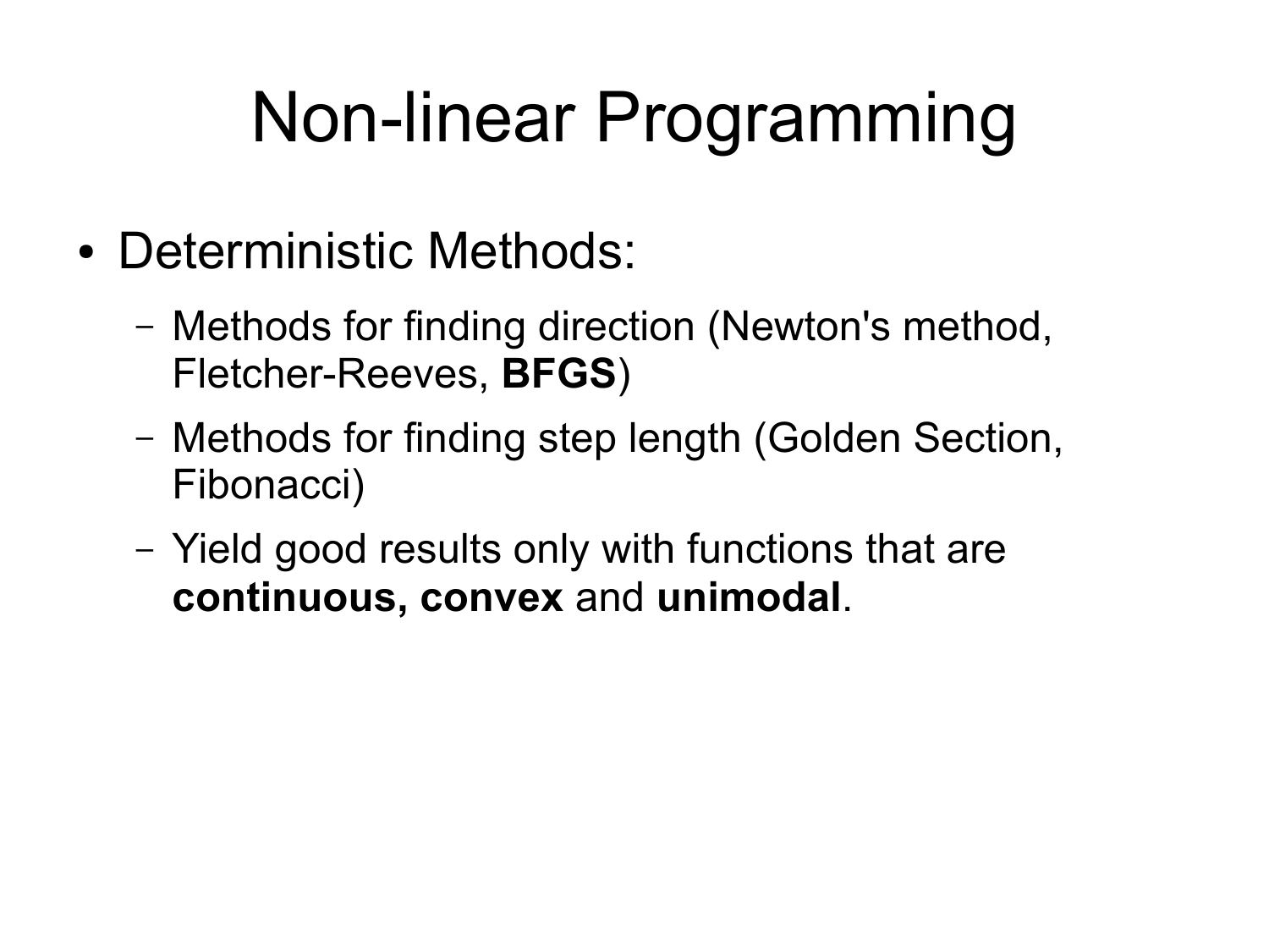# Non-linear Programming

- Deterministic Methods:
  - Methods for finding direction (Newton's method, Fletcher-Reeves, **BFGS**)
  - Methods for finding step length (Golden Section, Fibonacci)
  - Yield good results only with functions that are **continuous, convex** and **unimodal**.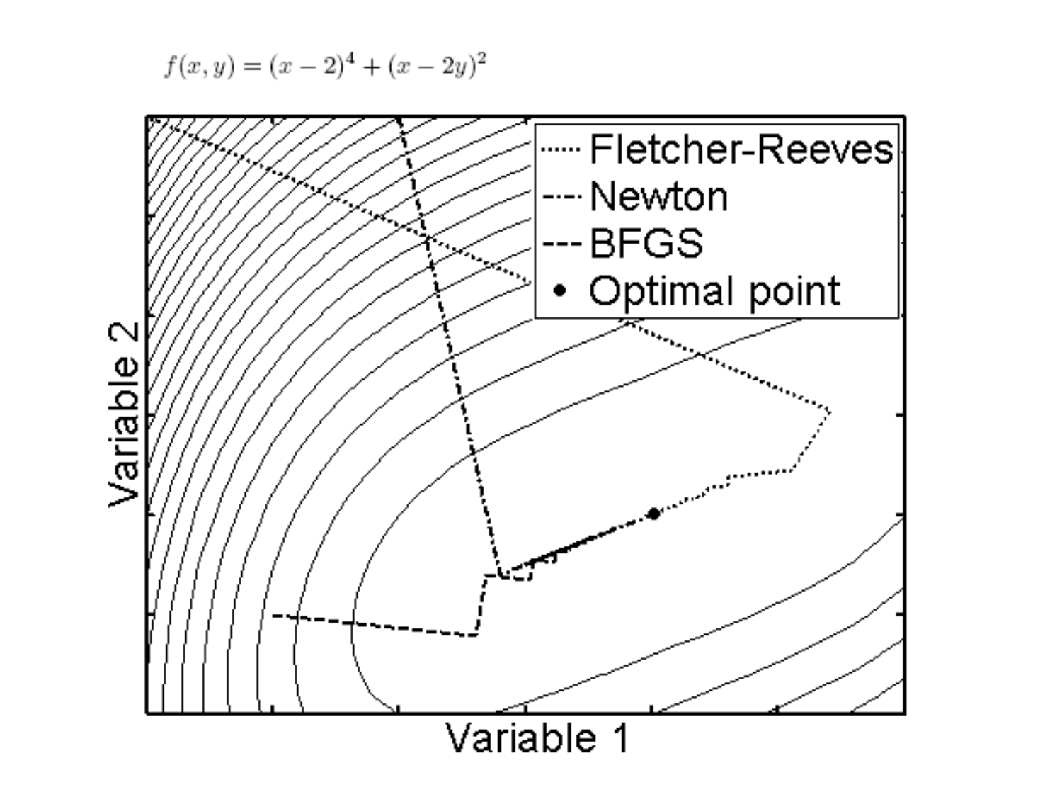$f(x, y) = (x - 2)^4 + (x - 2y)^2$

Fletcher-Reeves

Newton

BFGS

Optimal point

Variable 2

Variable 1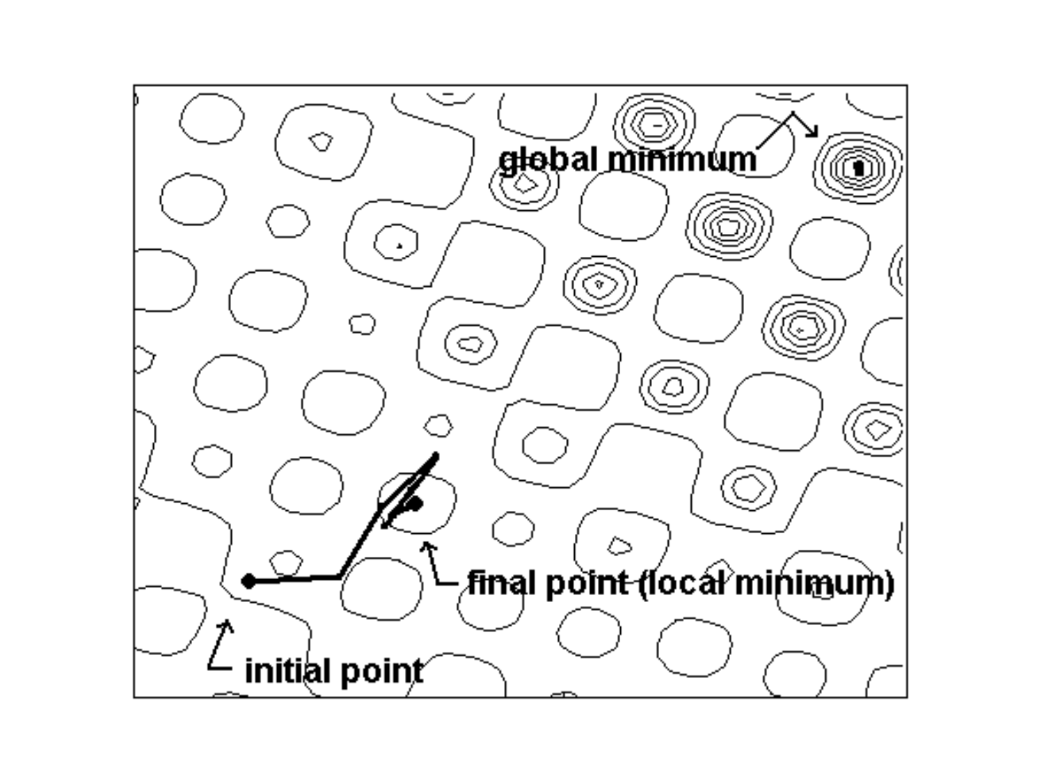global minimum

final point (local minimum)

initial point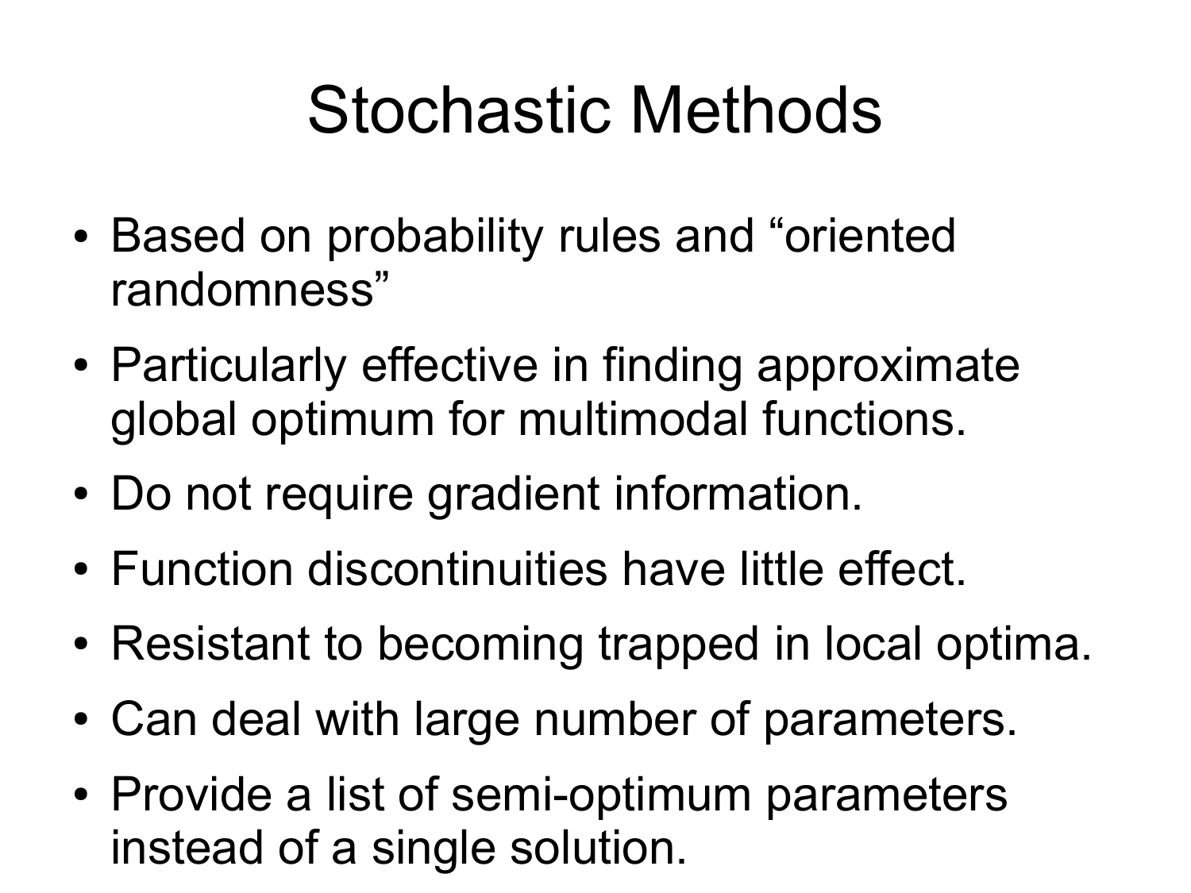# Stochastic Methods

- Based on probability rules and “oriented randomness”
- Particularly effective in finding approximate global optimum for multimodal functions.
- Do not require gradient information.
- Function discontinuities have little effect.
- Resistant to becoming trapped in local optima.
- Can deal with large number of parameters.
- Provide a list of semi-optimum parameters instead of a single solution.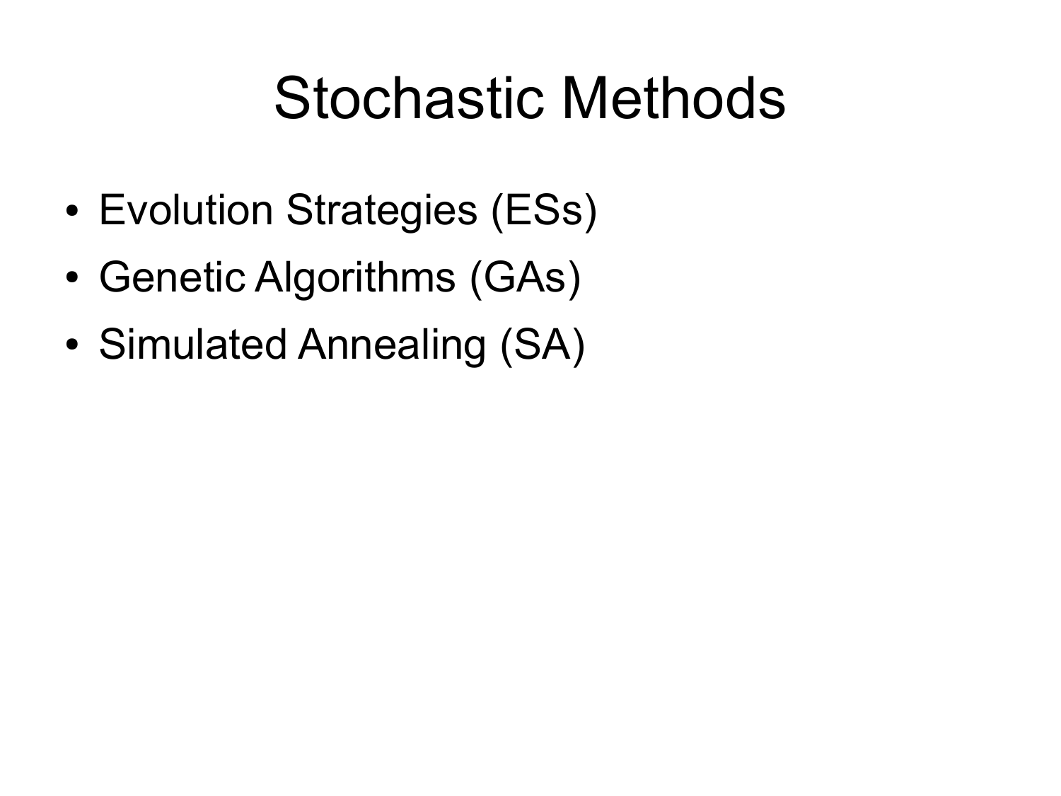# Stochastic Methods

- Evolution Strategies (ESs)
- Genetic Algorithms (GAs)
- Simulated Annealing (SA)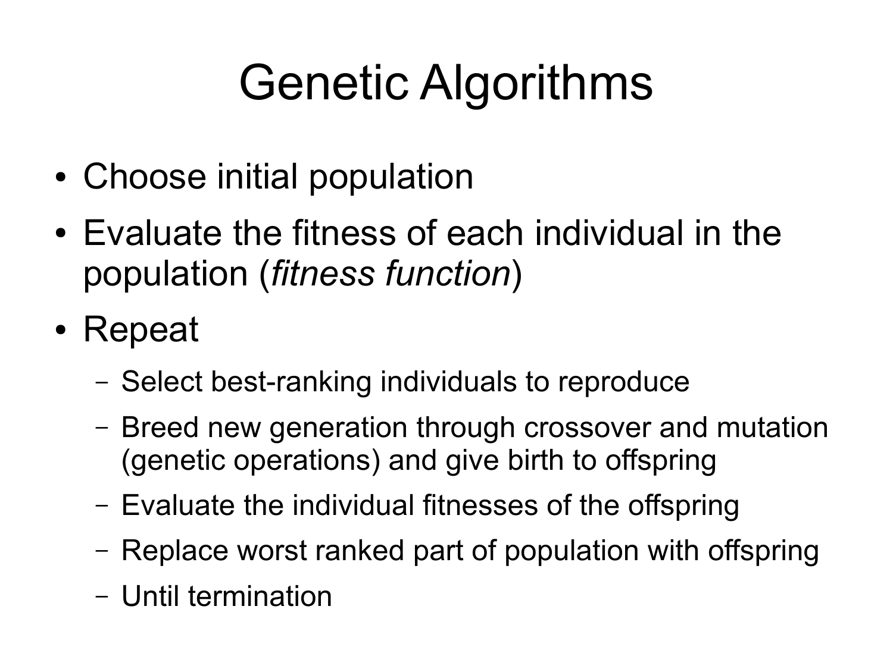# Genetic Algorithms

- Choose initial population
- Evaluate the fitness of each individual in the population (*fitness function*)
- Repeat
  - Select best-ranking individuals to reproduce
  - Breed new generation through crossover and mutation (genetic operations) and give birth to offspring
  - Evaluate the individual fitnesses of the offspring
  - Replace worst ranked part of population with offspring
  - Until termination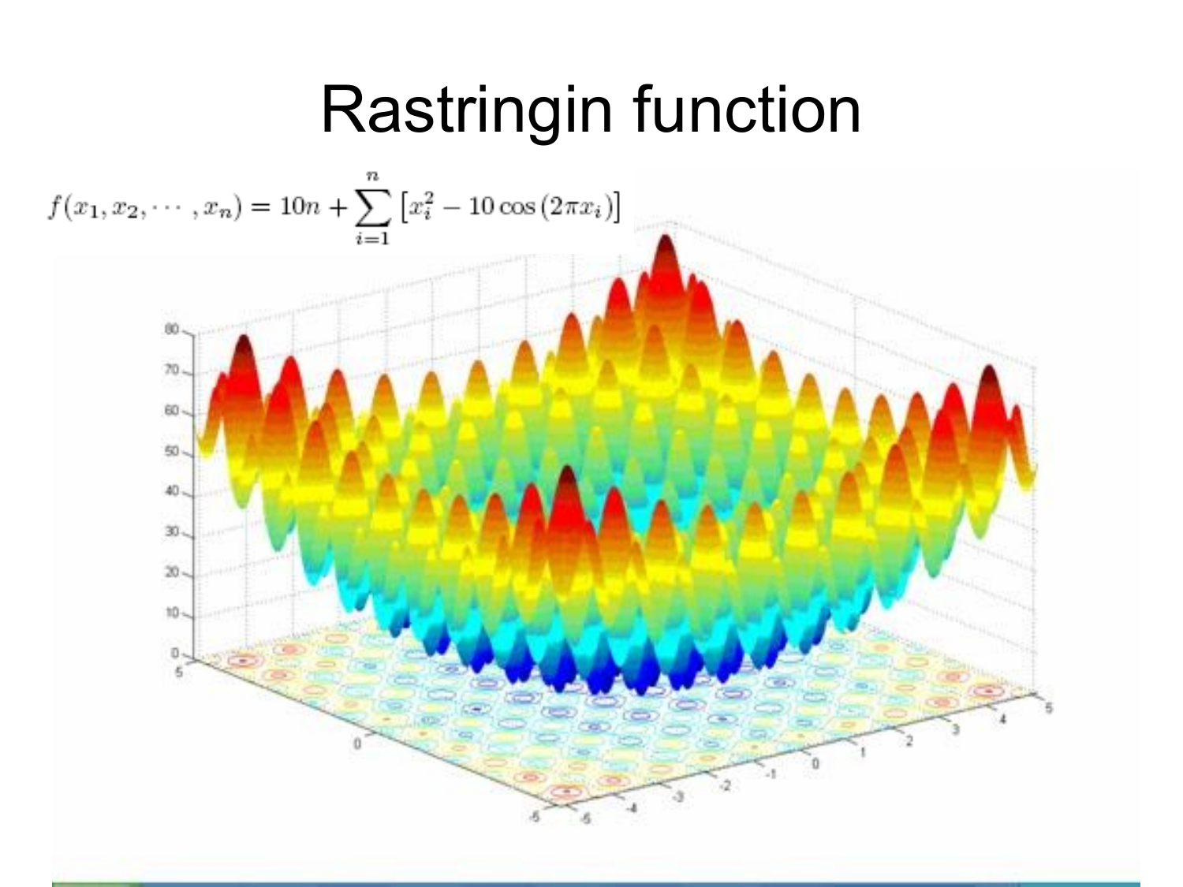# Rastringin function

$$f(x_1, x_2, \cdots, x_n) = 10n + \sum_{i=1}^{n} \left[x_i^2 - 10\cos(2\pi x_i)\right]$$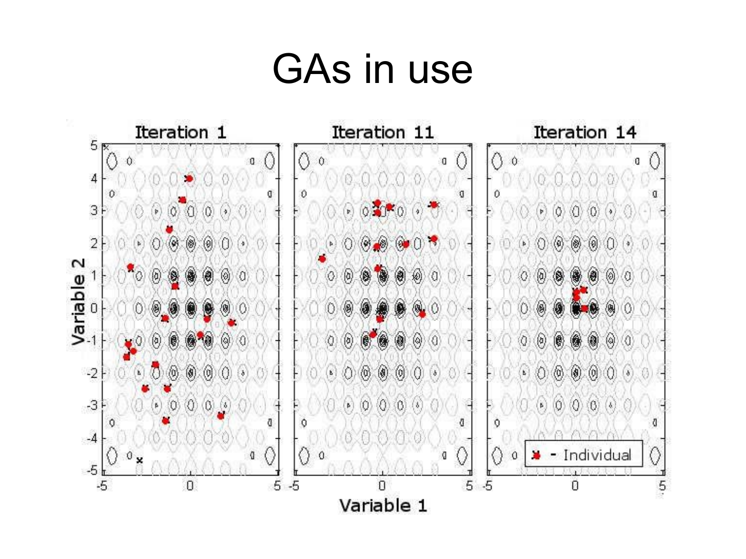# GAs in use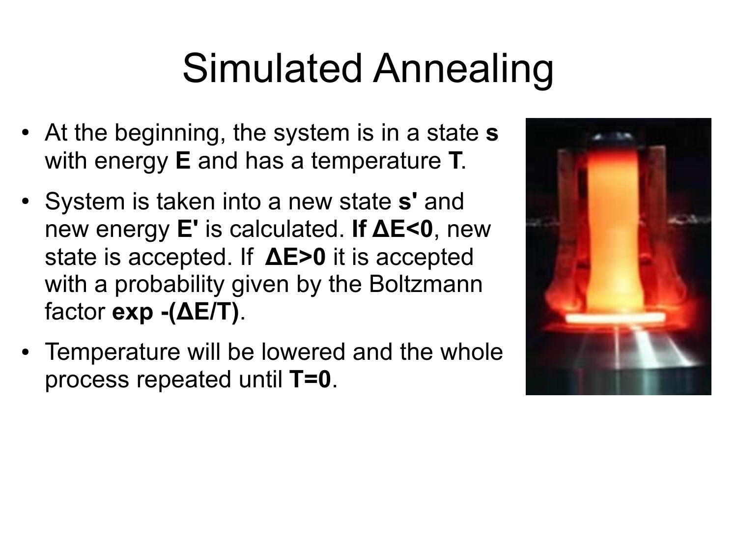# Simulated Annealing

- At the beginning, the system is in a state **s** with energy **E** and has a temperature **T**.
- System is taken into a new state **s'** and new energy **E'** is calculated. **If $\Delta E<0$**, new state is accepted. If **$\Delta E>0$** it is accepted with a probability given by the Boltzmann factor **$\exp -(\Delta E/T)$**.
- Temperature will be lowered and the whole process repeated until **$T=0$**.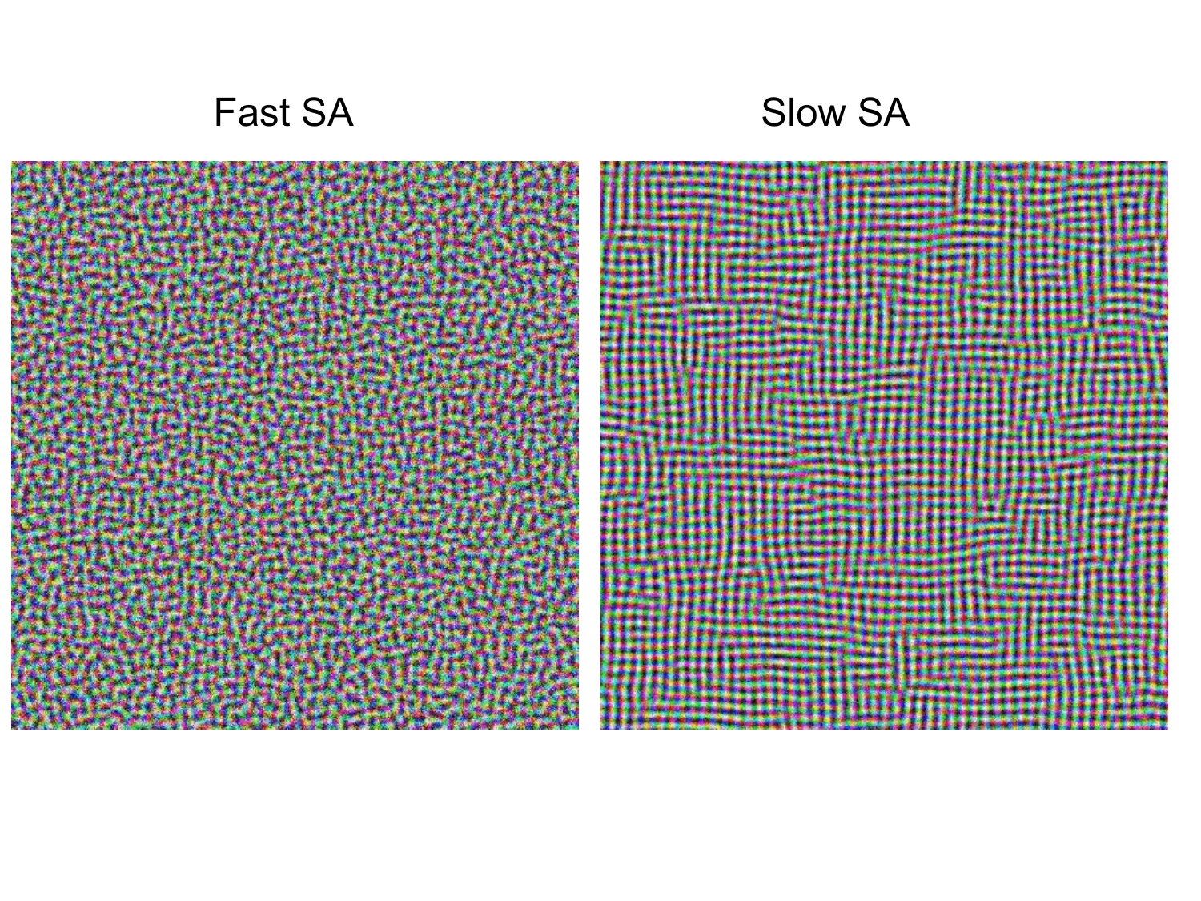Fast SA

Slow SA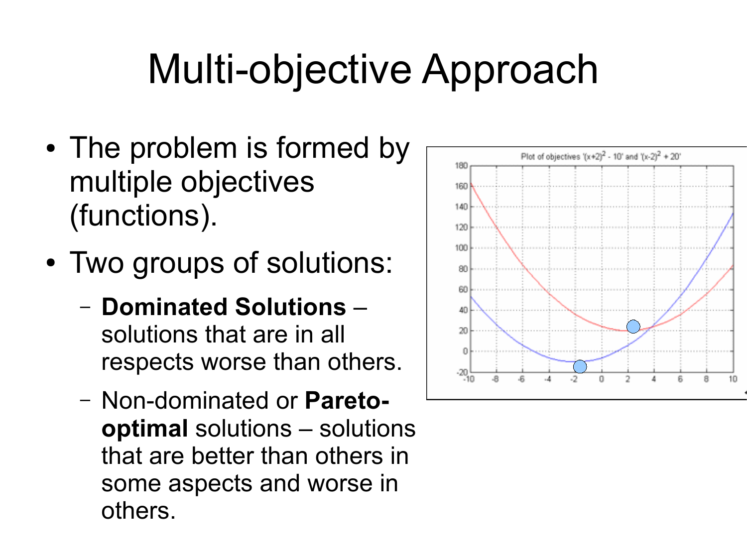# Multi-objective Approach

- The problem is formed by multiple objectives (functions).
- Two groups of solutions:
  - **Dominated Solutions** – solutions that are in all respects worse than others.
  - Non-dominated or **Pareto-optimal** solutions – solutions that are better than others in some aspects and worse in others.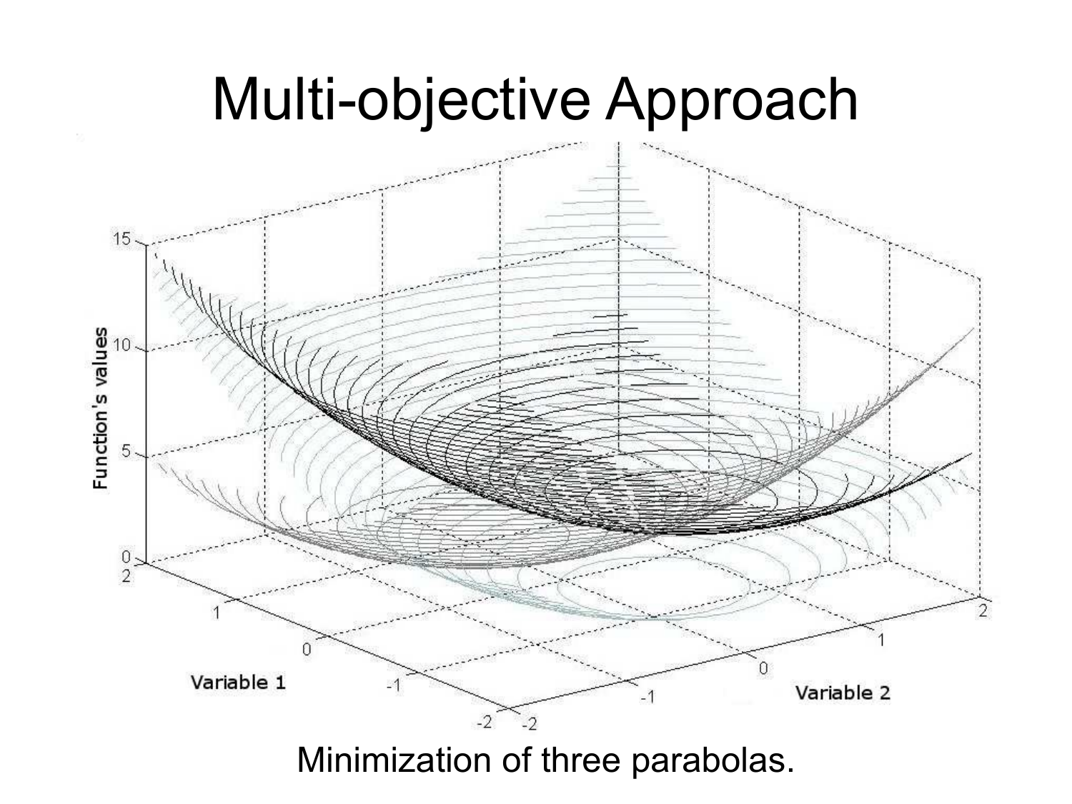# Multi-objective Approach

Minimization of three parabolas.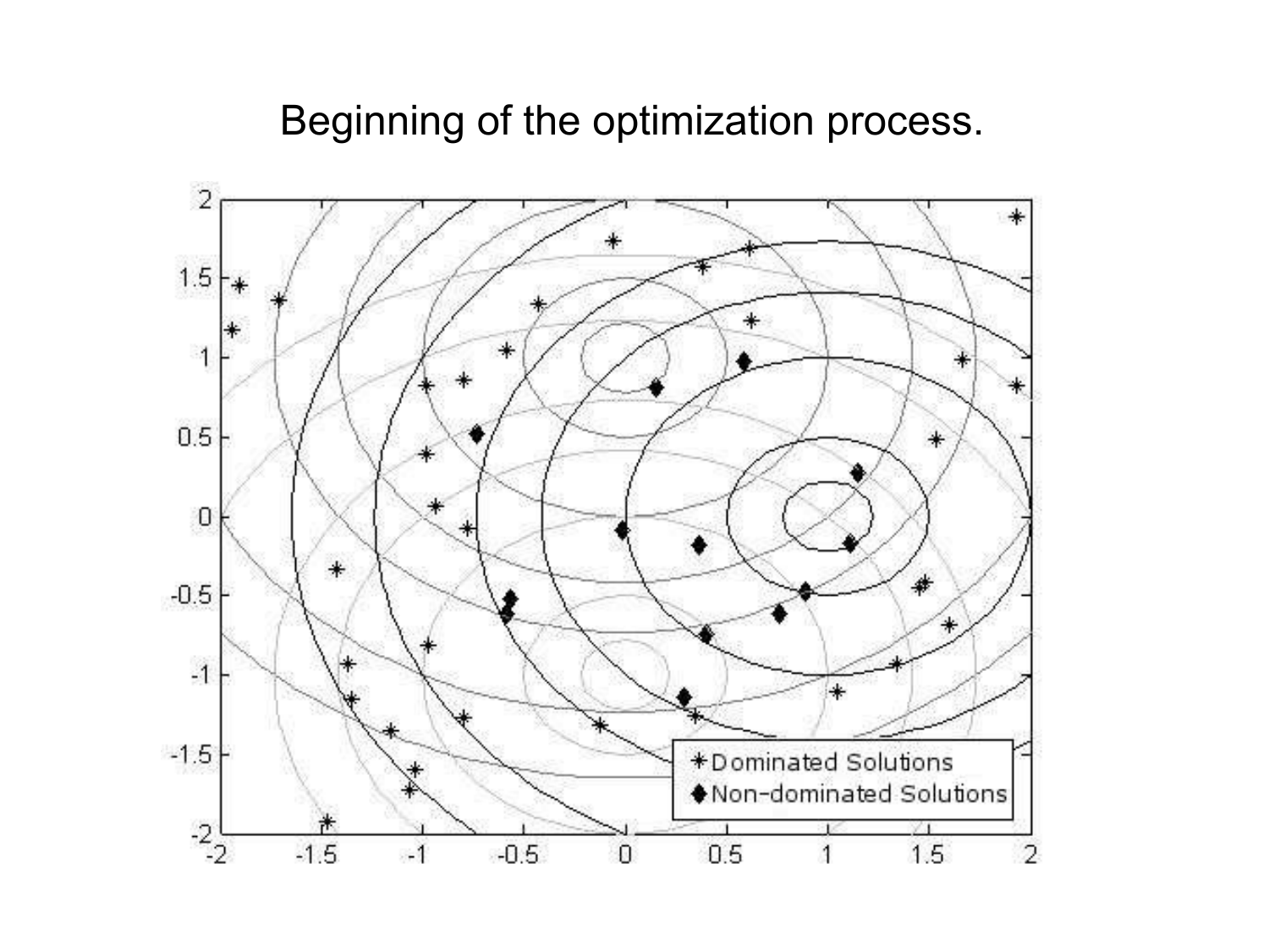# Beginning of the optimization process.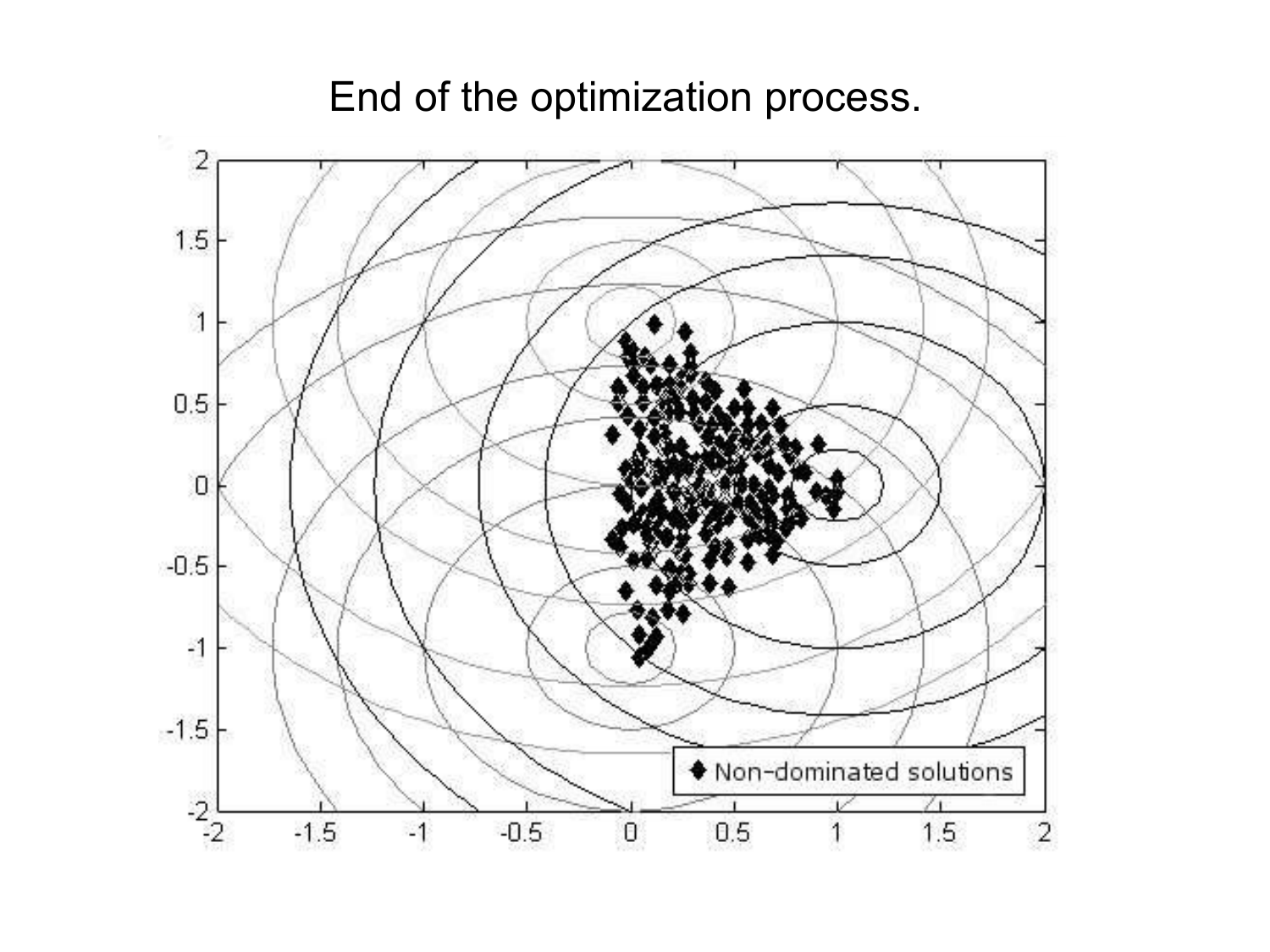# End of the optimization process.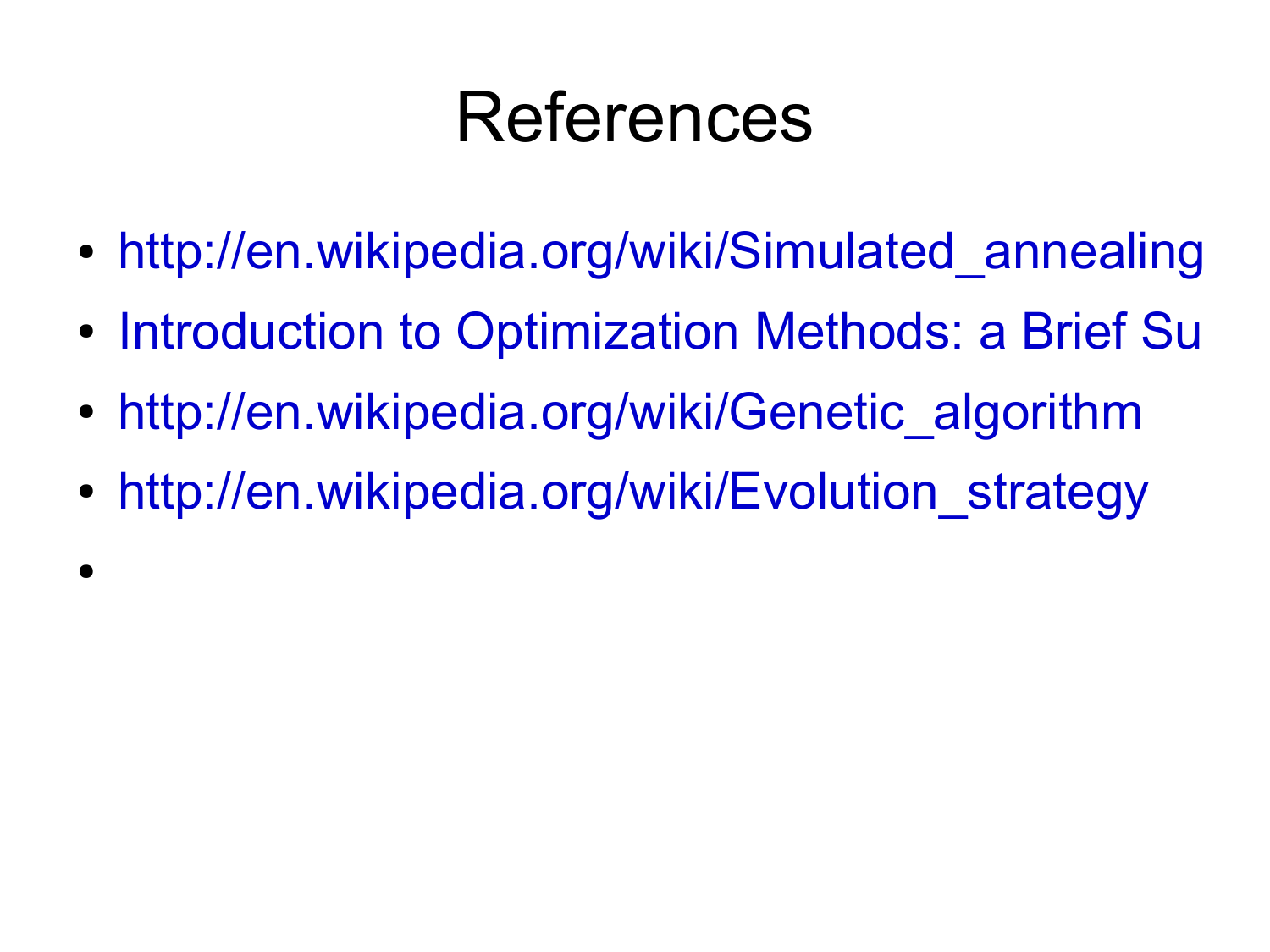# References

- http://en.wikipedia.org/wiki/Simulated_annealing
- Introduction to Optimization Methods: a Brief Su
- http://en.wikipedia.org/wiki/Genetic_algorithm
- http://en.wikipedia.org/wiki/Evolution_strategy
-